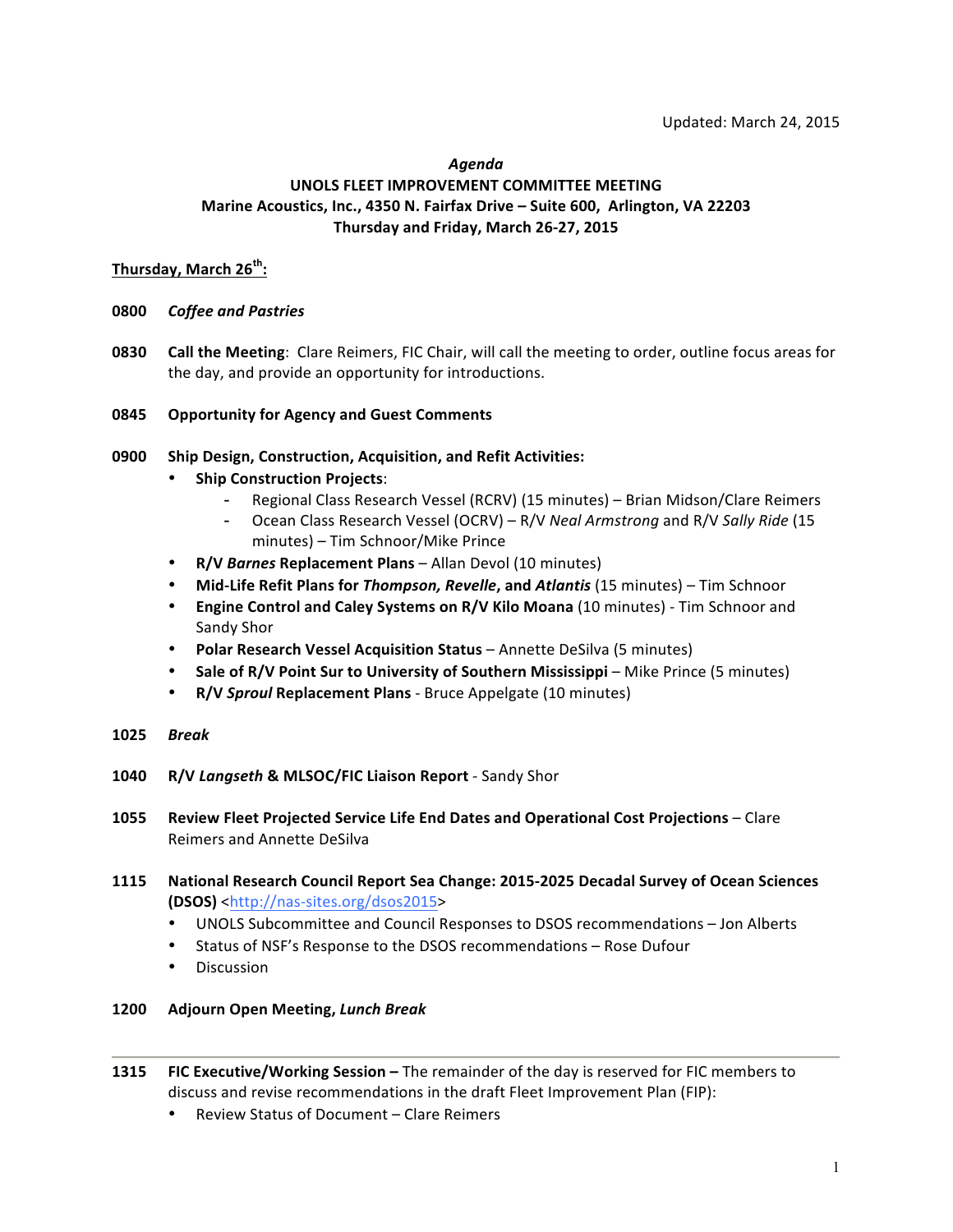Updated: March 24, 2015

*Agenda*

**UNOLS FLEET IMPROVEMENT COMMITTEE MEETING**
**Marine Acoustics, Inc., 4350 N. Fairfax Drive – Suite 600, Arlington, VA 22203**
**Thursday and Friday, March 26-27, 2015**

**Thursday, March 26th:**

**0800** *Coffee and Pastries*

**0830** **Call the Meeting**: Clare Reimers, FIC Chair, will call the meeting to order, outline focus areas for the day, and provide an opportunity for introductions.

**0845** **Opportunity for Agency and Guest Comments**

**0900** **Ship Design, Construction, Acquisition, and Refit Activities:**

- **Ship Construction Projects**:
  - Regional Class Research Vessel (RCRV) (15 minutes) – Brian Midson/Clare Reimers
  - Ocean Class Research Vessel (OCRV) – R/V *Neal Armstrong* and R/V *Sally Ride* (15 minutes) – Tim Schnoor/Mike Prince
- **R/V *Barnes* Replacement Plans** – Allan Devol (10 minutes)
- **Mid-Life Refit Plans for *Thompson, Revelle*, and *Atlantis*** (15 minutes) – Tim Schnoor
- **Engine Control and Caley Systems on R/V Kilo Moana** (10 minutes) - Tim Schnoor and Sandy Shor
- **Polar Research Vessel Acquisition Status** – Annette DeSilva (5 minutes)
- **Sale of R/V Point Sur to University of Southern Mississippi** – Mike Prince (5 minutes)
- **R/V *Sproul* Replacement Plans** - Bruce Appelgate (10 minutes)

**1025** *Break*

**1040** **R/V *Langseth* & MLSOC/FIC Liaison Report** - Sandy Shor

**1055** **Review Fleet Projected Service Life End Dates and Operational Cost Projections** – Clare Reimers and Annette DeSilva

**1115** **National Research Council Report Sea Change: 2015-2025 Decadal Survey of Ocean Sciences (DSOS)** <http://nas-sites.org/dsos2015>

- UNOLS Subcommittee and Council Responses to DSOS recommendations – Jon Alberts
- Status of NSF's Response to the DSOS recommendations – Rose Dufour
- Discussion

**1200** **Adjourn Open Meeting, *Lunch Break***

---

**1315** **FIC Executive/Working Session –** The remainder of the day is reserved for FIC members to discuss and revise recommendations in the draft Fleet Improvement Plan (FIP):

- Review Status of Document – Clare Reimers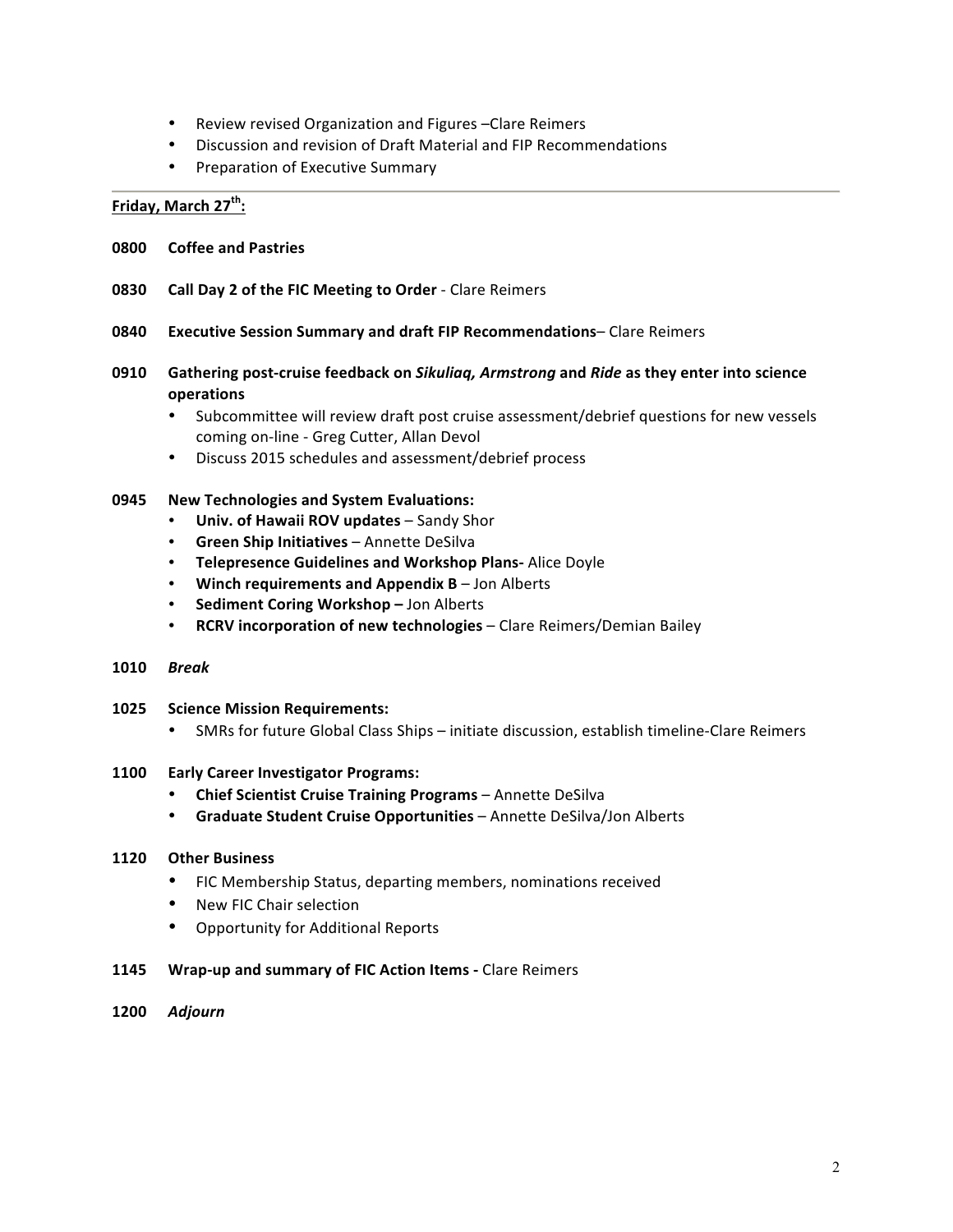- Review revised Organization and Figures –Clare Reimers
- Discussion and revision of Draft Material and FIP Recommendations
- Preparation of Executive Summary

---

**Friday, March 27th:**

**0800 Coffee and Pastries**

**0830 Call Day 2 of the FIC Meeting to Order** - Clare Reimers

**0840 Executive Session Summary and draft FIP Recommendations**– Clare Reimers

**0910 Gathering post-cruise feedback on *Sikuliaq, Armstrong* and *Ride* as they enter into science operations**

- Subcommittee will review draft post cruise assessment/debrief questions for new vessels coming on-line - Greg Cutter, Allan Devol
- Discuss 2015 schedules and assessment/debrief process

**0945 New Technologies and System Evaluations:**

- **Univ. of Hawaii ROV updates** – Sandy Shor
- **Green Ship Initiatives** – Annette DeSilva
- **Telepresence Guidelines and Workshop Plans-** Alice Doyle
- **Winch requirements and Appendix B** – Jon Alberts
- **Sediment Coring Workshop –** Jon Alberts
- **RCRV incorporation of new technologies** – Clare Reimers/Demian Bailey

**1010** ***Break***

**1025 Science Mission Requirements:**

- SMRs for future Global Class Ships – initiate discussion, establish timeline-Clare Reimers

**1100 Early Career Investigator Programs:**

- **Chief Scientist Cruise Training Programs** – Annette DeSilva
- **Graduate Student Cruise Opportunities** – Annette DeSilva/Jon Alberts

**1120 Other Business**

- FIC Membership Status, departing members, nominations received
- New FIC Chair selection
- Opportunity for Additional Reports

**1145 Wrap-up and summary of FIC Action Items -** Clare Reimers

**1200** ***Adjourn***